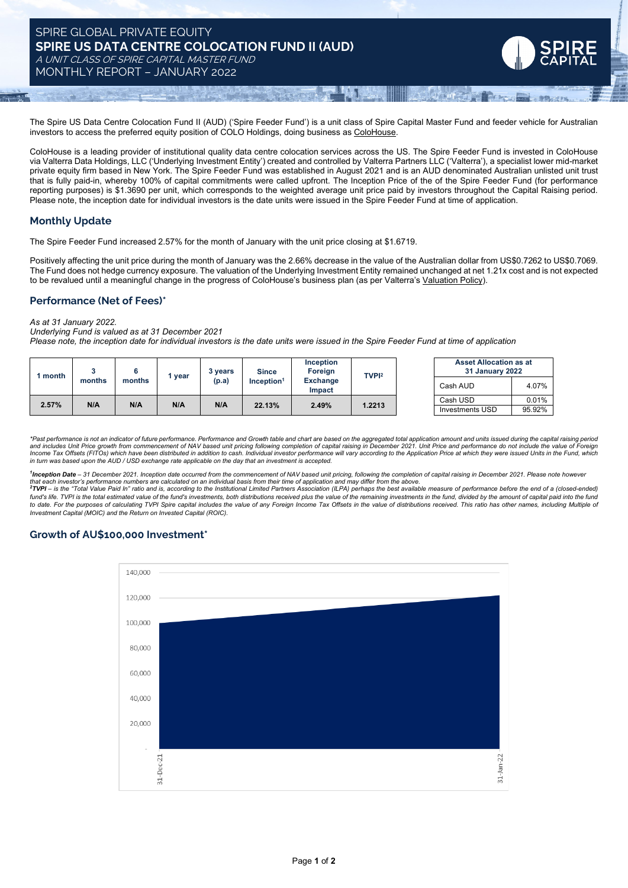# SPIRE GLOBAL PRIVATE EQUITY

## SPIRE US DATA CENTRE COLOCATION FUND II (AUD)

*A UNIT CLASS OF SPIRE CAPITAL MASTER FUND*

MONTHLY REPORT – JANUARY 2022

The Spire US Data Centre Colocation Fund II (AUD) ('Spire Feeder Fund') is a unit class of Spire Capital Master Fund and feeder vehicle for Australian investors to access the preferred equity position of COLO Holdings, doing business as ColoHouse.

ColoHouse is a leading provider of institutional quality data centre colocation services across the US. The Spire Feeder Fund is invested in ColoHouse via Valterra Data Holdings, LLC ('Underlying Investment Entity') created and controlled by Valterra Partners LLC ('Valterra'), a specialist lower mid-market private equity firm based in New York. The Spire Feeder Fund was established in August 2021 and is an AUD denominated Australian unlisted unit trust that is fully paid-in, whereby 100% of capital commitments were called upfront. The Inception Price of the of the Spire Feeder Fund (for performance reporting purposes) is $1.3690 per unit, which corresponds to the weighted average unit price paid by investors throughout the Capital Raising period. Please note, the inception date for individual investors is the date units were issued in the Spire Feeder Fund at time of application.

## Monthly Update

The Spire Feeder Fund increased 2.57% for the month of January with the unit price closing at $1.6719.

Positively affecting the unit price during the month of January was the 2.66% decrease in the value of the Australian dollar from US$0.7262 to US$0.7069. The Fund does not hedge currency exposure. The valuation of the Underlying Investment Entity remained unchanged at net 1.21x cost and is not expected to be revalued until a meaningful change in the progress of ColoHouse's business plan (as per Valterra's Valuation Policy).

## Performance (Net of Fees)*

*As at 31 January 2022.*
*Underlying Fund is valued as at 31 December 2021*
*Please note, the inception date for individual investors is the date units were issued in the Spire Feeder Fund at time of application*

| 1 month | 3 months | 6 months | 1 year | 3 years (p.a) | Since Inception[1] | Inception Foreign Exchange Impact | TVPI[2] |
|---|---|---|---|---|---|---|---|
| 2.57% | N/A | N/A | N/A | N/A | 22.13% | 2.49% | 1.2213 |

| Asset Allocation as at 31 January 2022 | |
|---|---|
| Cash AUD | 4.07% |
| Cash USD | 0.01% |
| Investments USD | 95.92% |

*\*Past performance is not an indicator of future performance. Performance and Growth table and chart are based on the aggregated total application amount and units issued during the capital raising period and includes Unit Price growth from commencement of NAV based unit pricing following completion of capital raising in December 2021. Unit Price and performance do not include the value of Foreign Income Tax Offsets (FITOs) which have been distributed in addition to cash. Individual investor performance will vary according to the Application Price at which they were issued Units in the Fund, which in turn was based upon the AUD / USD exchange rate applicable on the day that an investment is accepted.*

*[1]**Inception Date** – 31 December 2021. Inception date occurred from the commencement of NAV based unit pricing, following the completion of capital raising in December 2021. Please note however that each investor's performance numbers are calculated on an individual basis from their time of application and may differ from the above.*
*[2]**TVPI** – is the "Total Value Paid In" ratio and is, according to the Institutional Limited Partners Association (ILPA) perhaps the best available measure of performance before the end of a (closed-ended) fund's life. TVPI is the total estimated value of the fund's investments, both distributions received plus the value of the remaining investments in the fund, divided by the amount of capital paid into the fund to date. For the purposes of calculating TVPI Spire capital includes the value of any Foreign Income Tax Offsets in the value of distributions received. This ratio has other names, including Multiple of Investment Capital (MOIC) and the Return on Invested Capital (ROIC).*

## Growth of AU$100,000 Investment*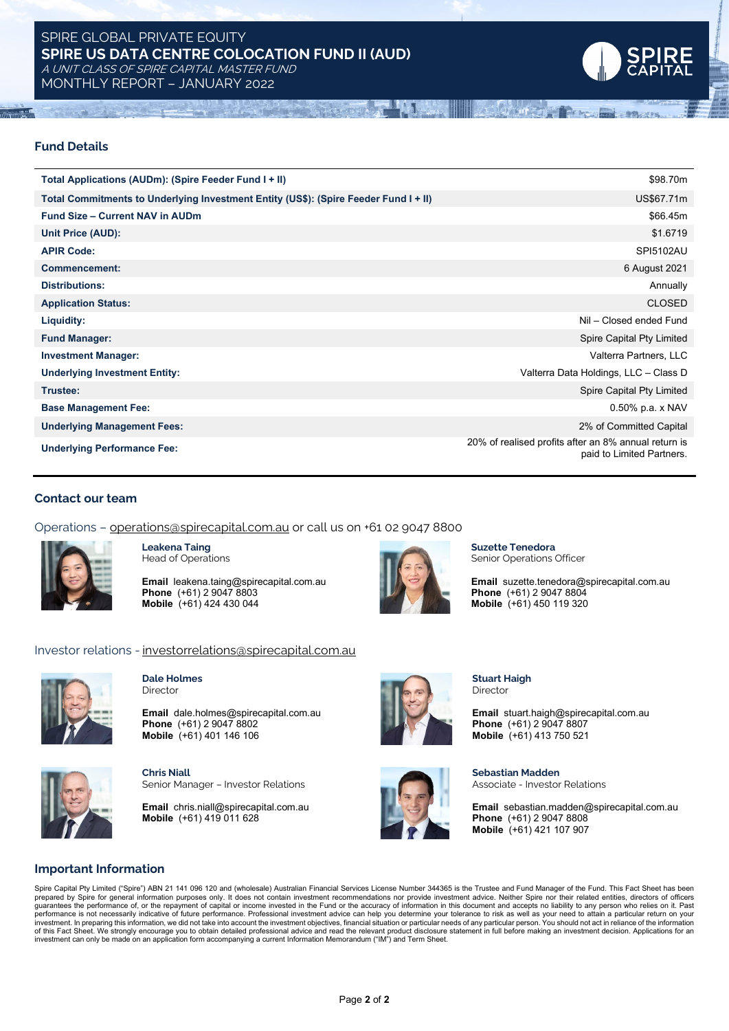SPIRE GLOBAL PRIVATE EQUITY

# SPIRE US DATA CENTRE COLOCATION FUND II (AUD)

*A UNIT CLASS OF SPIRE CAPITAL MASTER FUND*

MONTHLY REPORT – JANUARY 2022

## Fund Details

| | |
|---|---|
| **Total Applications (AUDm): (Spire Feeder Fund I + II)** | $98.70m |
| **Total Commitments to Underlying Investment Entity (US$): (Spire Feeder Fund I + II)** | US$67.71m |
| **Fund Size – Current NAV in AUDm** | $66.45m |
| **Unit Price (AUD):** | $1.6719 |
| **APIR Code:** | SPI5102AU |
| **Commencement:** | 6 August 2021 |
| **Distributions:** | Annually |
| **Application Status:** | CLOSED |
| **Liquidity:** | Nil – Closed ended Fund |
| **Fund Manager:** | Spire Capital Pty Limited |
| **Investment Manager:** | Valterra Partners, LLC |
| **Underlying Investment Entity:** | Valterra Data Holdings, LLC – Class D |
| **Trustee:** | Spire Capital Pty Limited |
| **Base Management Fee:** | 0.50% p.a. x NAV |
| **Underlying Management Fees:** | 2% of Committed Capital |
| **Underlying Performance Fee:** | 20% of realised profits after an 8% annual return is paid to Limited Partners. |

## Contact our team

Operations – operations@spirecapital.com.au or call us on +61 02 9047 8800

**Leakena Taing**
Head of Operations

**Email** leakena.taing@spirecapital.com.au
**Phone** (+61) 2 9047 8803
**Mobile** (+61) 424 430 044

**Suzette Tenedora**
Senior Operations Officer

**Email** suzette.tenedora@spirecapital.com.au
**Phone** (+61) 2 9047 8804
**Mobile** (+61) 450 119 320

Investor relations - investorrelations@spirecapital.com.au

**Dale Holmes**
Director

**Email** dale.holmes@spirecapital.com.au
**Phone** (+61) 2 9047 8802
**Mobile** (+61) 401 146 106

**Stuart Haigh**
Director

**Email** stuart.haigh@spirecapital.com.au
**Phone** (+61) 2 9047 8807
**Mobile** (+61) 413 750 521

**Chris Niall**
Senior Manager – Investor Relations

**Email** chris.niall@spirecapital.com.au
**Mobile** (+61) 419 011 628

**Sebastian Madden**
Associate - Investor Relations

**Email** sebastian.madden@spirecapital.com.au
**Phone** (+61) 2 9047 8808
**Mobile** (+61) 421 107 907

## Important Information

Spire Capital Pty Limited ("Spire") ABN 21 141 096 120 and (wholesale) Australian Financial Services License Number 344365 is the Trustee and Fund Manager of the Fund. This Fact Sheet has been prepared by Spire for general information purposes only. It does not contain investment recommendations nor provide investment advice. Neither Spire nor their related entities, directors of officers guarantees the performance of, or the repayment of capital or income invested in the Fund or the accuracy of information in this document and accepts no liability to any person who relies on it. Past performance is not necessarily indicative of future performance. Professional investment advice can help you determine your tolerance to risk as well as your need to attain a particular return on your investment. In preparing this information, we did not take into account the investment objectives, financial situation or particular needs of any particular person. You should not act in reliance of the information of this Fact Sheet. We strongly encourage you to obtain detailed professional advice and read the relevant product disclosure statement in full before making an investment decision. Applications for an investment can only be made on an application form accompanying a current Information Memorandum ("IM") and Term Sheet.